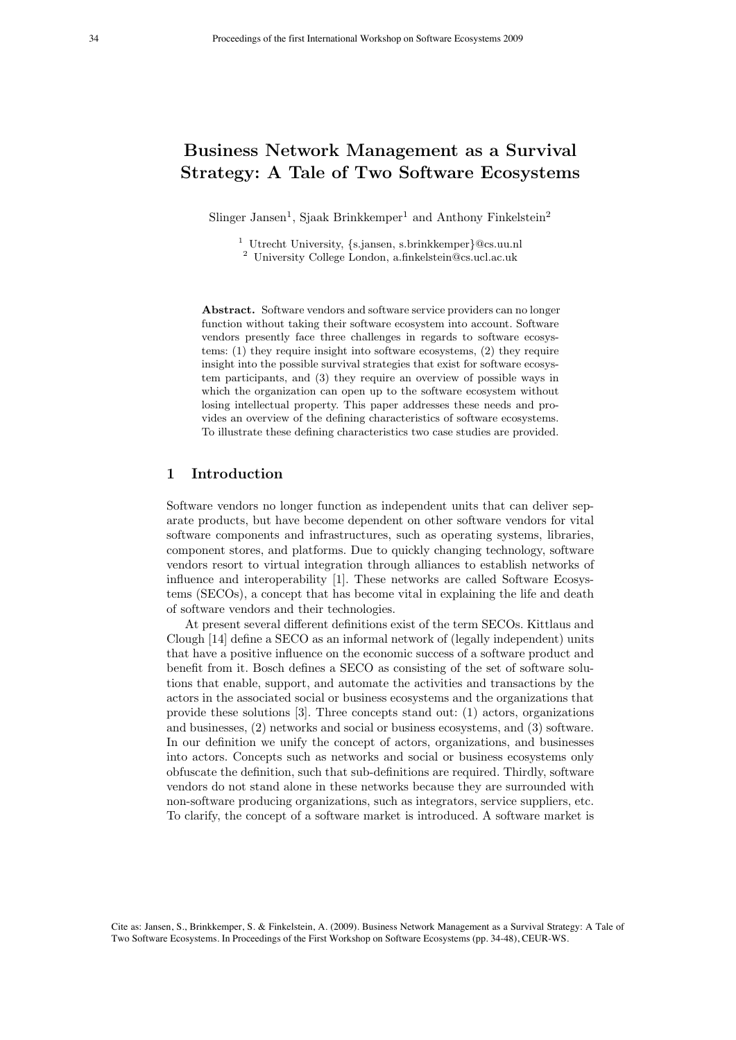# Business Network Management as a Survival Strategy: A Tale of Two Software Ecosystems

Slinger Jansen[1], Sjaak Brinkkemper[1] and Anthony Finkelstein[2]

[1] Utrecht University, {s.jansen, s.brinkkemper}@cs.uu.nl
[2] University College London, a.finkelstein@cs.ucl.ac.uk

**Abstract.** Software vendors and software service providers can no longer function without taking their software ecosystem into account. Software vendors presently face three challenges in regards to software ecosystems: (1) they require insight into software ecosystems, (2) they require insight into the possible survival strategies that exist for software ecosystem participants, and (3) they require an overview of possible ways in which the organization can open up to the software ecosystem without losing intellectual property. This paper addresses these needs and provides an overview of the defining characteristics of software ecosystems. To illustrate these defining characteristics two case studies are provided.

## 1 Introduction

Software vendors no longer function as independent units that can deliver separate products, but have become dependent on other software vendors for vital software components and infrastructures, such as operating systems, libraries, component stores, and platforms. Due to quickly changing technology, software vendors resort to virtual integration through alliances to establish networks of influence and interoperability [1]. These networks are called Software Ecosystems (SECOs), a concept that has become vital in explaining the life and death of software vendors and their technologies.

At present several different definitions exist of the term SECOs. Kittlaus and Clough [14] define a SECO as an informal network of (legally independent) units that have a positive influence on the economic success of a software product and benefit from it. Bosch defines a SECO as consisting of the set of software solutions that enable, support, and automate the activities and transactions by the actors in the associated social or business ecosystems and the organizations that provide these solutions [3]. Three concepts stand out: (1) actors, organizations and businesses, (2) networks and social or business ecosystems, and (3) software. In our definition we unify the concept of actors, organizations, and businesses into actors. Concepts such as networks and social or business ecosystems only obfuscate the definition, such that sub-definitions are required. Thirdly, software vendors do not stand alone in these networks because they are surrounded with non-software producing organizations, such as integrators, service suppliers, etc. To clarify, the concept of a software market is introduced. A software market is

Cite as: Jansen, S., Brinkkemper, S. & Finkelstein, A. (2009). Business Network Management as a Survival Strategy: A Tale of Two Software Ecosystems. In Proceedings of the First Workshop on Software Ecosystems (pp. 34-48), CEUR-WS.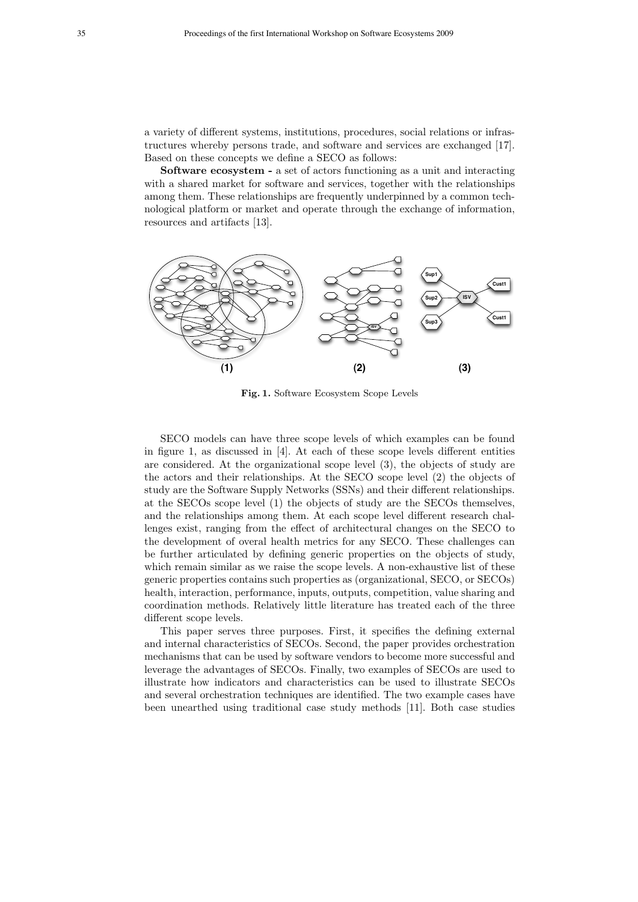a variety of different systems, institutions, procedures, social relations or infrastructures whereby persons trade, and software and services are exchanged [17]. Based on these concepts we define a SECO as follows:

**Software ecosystem -** a set of actors functioning as a unit and interacting with a shared market for software and services, together with the relationships among them. These relationships are frequently underpinned by a common technological platform or market and operate through the exchange of information, resources and artifacts [13].

**Fig. 1.** Software Ecosystem Scope Levels

SECO models can have three scope levels of which examples can be found in figure 1, as discussed in [4]. At each of these scope levels different entities are considered. At the organizational scope level (3), the objects of study are the actors and their relationships. At the SECO scope level (2) the objects of study are the Software Supply Networks (SSNs) and their different relationships. at the SECOs scope level (1) the objects of study are the SECOs themselves, and the relationships among them. At each scope level different research challenges exist, ranging from the effect of architectural changes on the SECO to the development of overal health metrics for any SECO. These challenges can be further articulated by defining generic properties on the objects of study, which remain similar as we raise the scope levels. A non-exhaustive list of these generic properties contains such properties as (organizational, SECO, or SECOs) health, interaction, performance, inputs, outputs, competition, value sharing and coordination methods. Relatively little literature has treated each of the three different scope levels.

This paper serves three purposes. First, it specifies the defining external and internal characteristics of SECOs. Second, the paper provides orchestration mechanisms that can be used by software vendors to become more successful and leverage the advantages of SECOs. Finally, two examples of SECOs are used to illustrate how indicators and characteristics can be used to illustrate SECOs and several orchestration techniques are identified. The two example cases have been unearthed using traditional case study methods [11]. Both case studies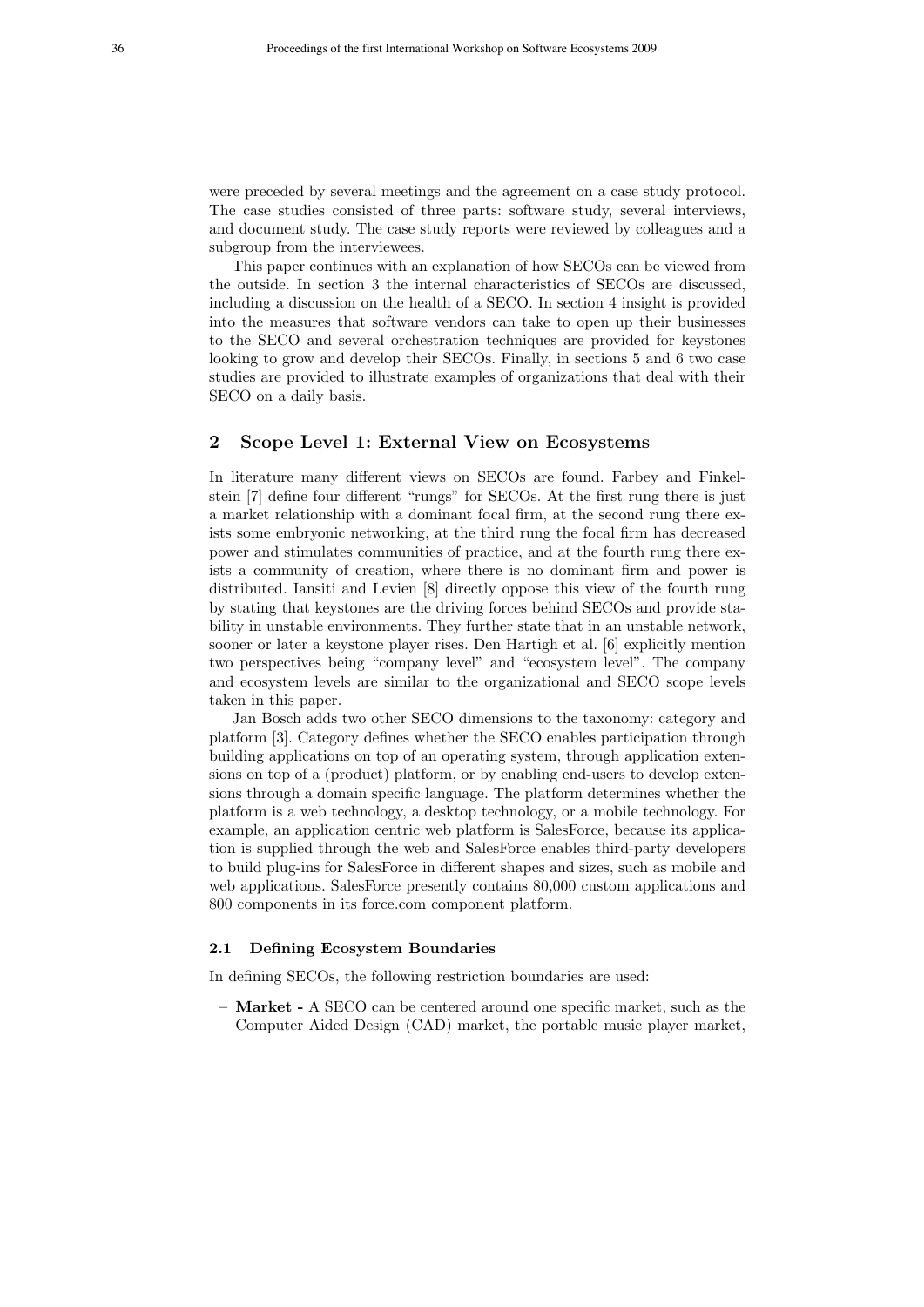were preceded by several meetings and the agreement on a case study protocol. The case studies consisted of three parts: software study, several interviews, and document study. The case study reports were reviewed by colleagues and a subgroup from the interviewees.

This paper continues with an explanation of how SECOs can be viewed from the outside. In section 3 the internal characteristics of SECOs are discussed, including a discussion on the health of a SECO. In section 4 insight is provided into the measures that software vendors can take to open up their businesses to the SECO and several orchestration techniques are provided for keystones looking to grow and develop their SECOs. Finally, in sections 5 and 6 two case studies are provided to illustrate examples of organizations that deal with their SECO on a daily basis.

## 2 Scope Level 1: External View on Ecosystems

In literature many different views on SECOs are found. Farbey and Finkelstein [7] define four different "rungs" for SECOs. At the first rung there is just a market relationship with a dominant focal firm, at the second rung there exists some embryonic networking, at the third rung the focal firm has decreased power and stimulates communities of practice, and at the fourth rung there exists a community of creation, where there is no dominant firm and power is distributed. Iansiti and Levien [8] directly oppose this view of the fourth rung by stating that keystones are the driving forces behind SECOs and provide stability in unstable environments. They further state that in an unstable network, sooner or later a keystone player rises. Den Hartigh et al. [6] explicitly mention two perspectives being "company level" and "ecosystem level". The company and ecosystem levels are similar to the organizational and SECO scope levels taken in this paper.

Jan Bosch adds two other SECO dimensions to the taxonomy: category and platform [3]. Category defines whether the SECO enables participation through building applications on top of an operating system, through application extensions on top of a (product) platform, or by enabling end-users to develop extensions through a domain specific language. The platform determines whether the platform is a web technology, a desktop technology, or a mobile technology. For example, an application centric web platform is SalesForce, because its application is supplied through the web and SalesForce enables third-party developers to build plug-ins for SalesForce in different shapes and sizes, such as mobile and web applications. SalesForce presently contains 80,000 custom applications and 800 components in its force.com component platform.

### 2.1 Defining Ecosystem Boundaries

In defining SECOs, the following restriction boundaries are used:

- **Market -** A SECO can be centered around one specific market, such as the Computer Aided Design (CAD) market, the portable music player market,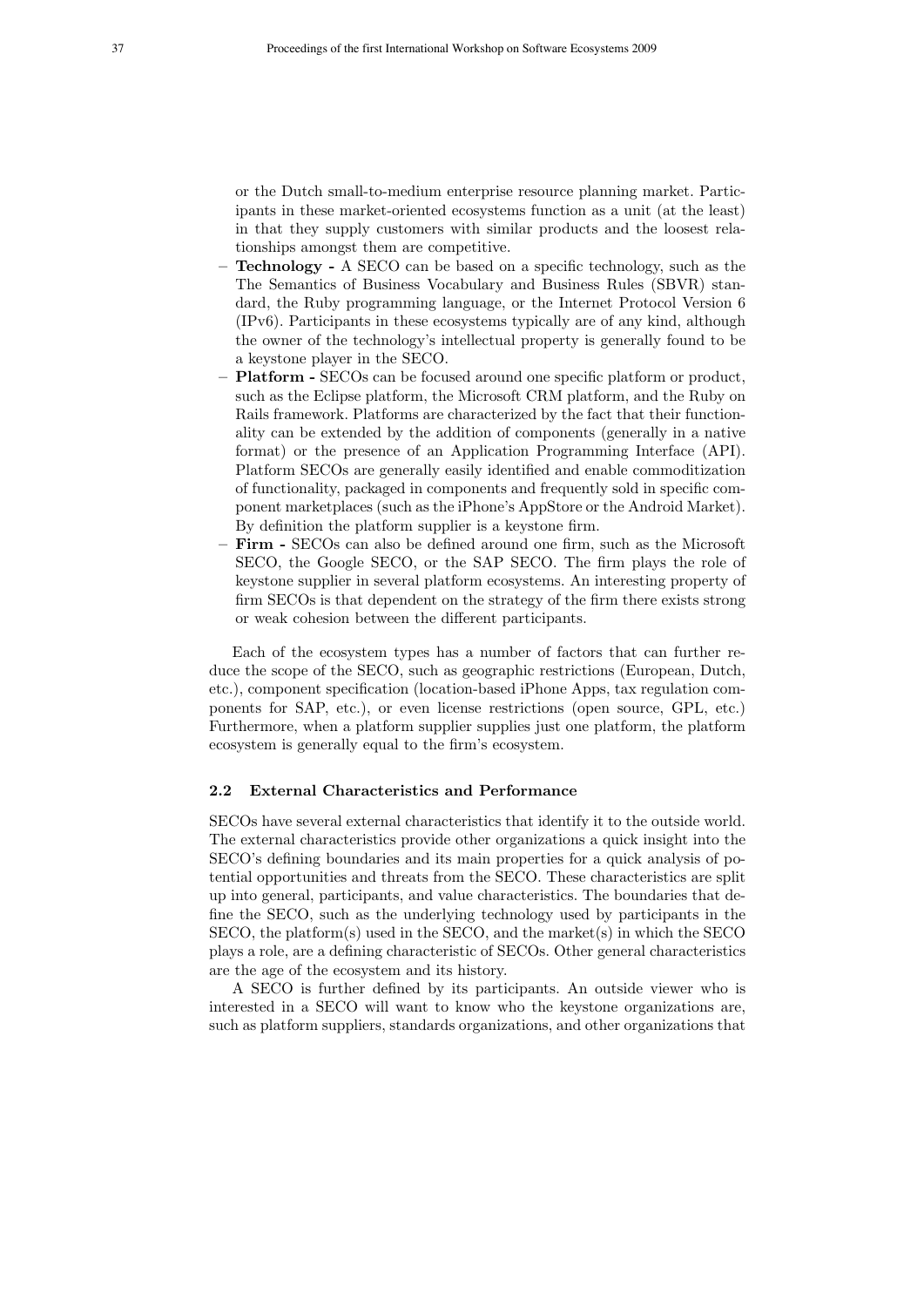or the Dutch small-to-medium enterprise resource planning market. Participants in these market-oriented ecosystems function as a unit (at the least) in that they supply customers with similar products and the loosest relationships amongst them are competitive.

- **Technology -** A SECO can be based on a specific technology, such as the The Semantics of Business Vocabulary and Business Rules (SBVR) standard, the Ruby programming language, or the Internet Protocol Version 6 (IPv6). Participants in these ecosystems typically are of any kind, although the owner of the technology's intellectual property is generally found to be a keystone player in the SECO.
- **Platform -** SECOs can be focused around one specific platform or product, such as the Eclipse platform, the Microsoft CRM platform, and the Ruby on Rails framework. Platforms are characterized by the fact that their functionality can be extended by the addition of components (generally in a native format) or the presence of an Application Programming Interface (API). Platform SECOs are generally easily identified and enable commoditization of functionality, packaged in components and frequently sold in specific component marketplaces (such as the iPhone's AppStore or the Android Market). By definition the platform supplier is a keystone firm.
- **Firm -** SECOs can also be defined around one firm, such as the Microsoft SECO, the Google SECO, or the SAP SECO. The firm plays the role of keystone supplier in several platform ecosystems. An interesting property of firm SECOs is that dependent on the strategy of the firm there exists strong or weak cohesion between the different participants.

Each of the ecosystem types has a number of factors that can further reduce the scope of the SECO, such as geographic restrictions (European, Dutch, etc.), component specification (location-based iPhone Apps, tax regulation components for SAP, etc.), or even license restrictions (open source, GPL, etc.) Furthermore, when a platform supplier supplies just one platform, the platform ecosystem is generally equal to the firm's ecosystem.

### 2.2 External Characteristics and Performance

SECOs have several external characteristics that identify it to the outside world. The external characteristics provide other organizations a quick insight into the SECO's defining boundaries and its main properties for a quick analysis of potential opportunities and threats from the SECO. These characteristics are split up into general, participants, and value characteristics. The boundaries that define the SECO, such as the underlying technology used by participants in the SECO, the platform(s) used in the SECO, and the market(s) in which the SECO plays a role, are a defining characteristic of SECOs. Other general characteristics are the age of the ecosystem and its history.

A SECO is further defined by its participants. An outside viewer who is interested in a SECO will want to know who the keystone organizations are, such as platform suppliers, standards organizations, and other organizations that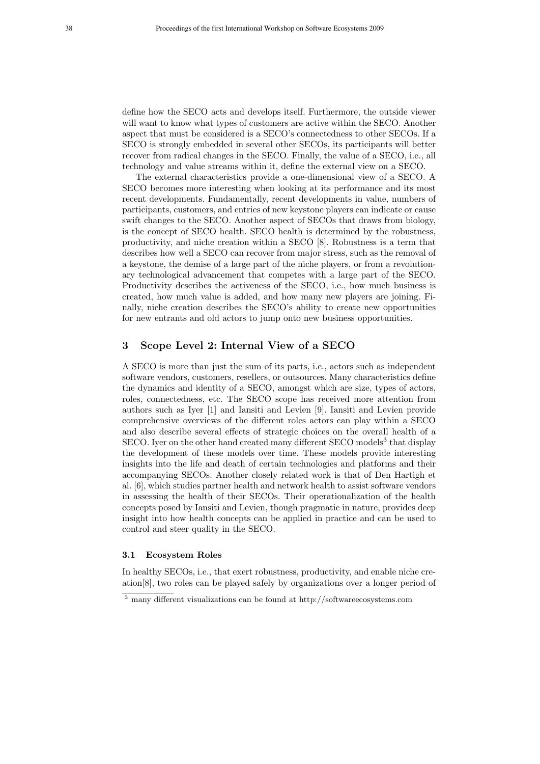define how the SECO acts and develops itself. Furthermore, the outside viewer will want to know what types of customers are active within the SECO. Another aspect that must be considered is a SECO's connectedness to other SECOs. If a SECO is strongly embedded in several other SECOs, its participants will better recover from radical changes in the SECO. Finally, the value of a SECO, i.e., all technology and value streams within it, define the external view on a SECO.

The external characteristics provide a one-dimensional view of a SECO. A SECO becomes more interesting when looking at its performance and its most recent developments. Fundamentally, recent developments in value, numbers of participants, customers, and entries of new keystone players can indicate or cause swift changes to the SECO. Another aspect of SECOs that draws from biology, is the concept of SECO health. SECO health is determined by the robustness, productivity, and niche creation within a SECO [8]. Robustness is a term that describes how well a SECO can recover from major stress, such as the removal of a keystone, the demise of a large part of the niche players, or from a revolutionary technological advancement that competes with a large part of the SECO. Productivity describes the activeness of the SECO, i.e., how much business is created, how much value is added, and how many new players are joining. Finally, niche creation describes the SECO's ability to create new opportunities for new entrants and old actors to jump onto new business opportunities.

## 3 Scope Level 2: Internal View of a SECO

A SECO is more than just the sum of its parts, i.e., actors such as independent software vendors, customers, resellers, or outsources. Many characteristics define the dynamics and identity of a SECO, amongst which are size, types of actors, roles, connectedness, etc. The SECO scope has received more attention from authors such as Iyer [1] and Iansiti and Levien [9]. Iansiti and Levien provide comprehensive overviews of the different roles actors can play within a SECO and also describe several effects of strategic choices on the overall health of a SECO. Iyer on the other hand created many different SECO models[3] that display the development of these models over time. These models provide interesting insights into the life and death of certain technologies and platforms and their accompanying SECOs. Another closely related work is that of Den Hartigh et al. [6], which studies partner health and network health to assist software vendors in assessing the health of their SECOs. Their operationalization of the health concepts posed by Iansiti and Levien, though pragmatic in nature, provides deep insight into how health concepts can be applied in practice and can be used to control and steer quality in the SECO.

### 3.1 Ecosystem Roles

In healthy SECOs, i.e., that exert robustness, productivity, and enable niche creation[8], two roles can be played safely by organizations over a longer period of

[3] many different visualizations can be found at http://softwareecosystems.com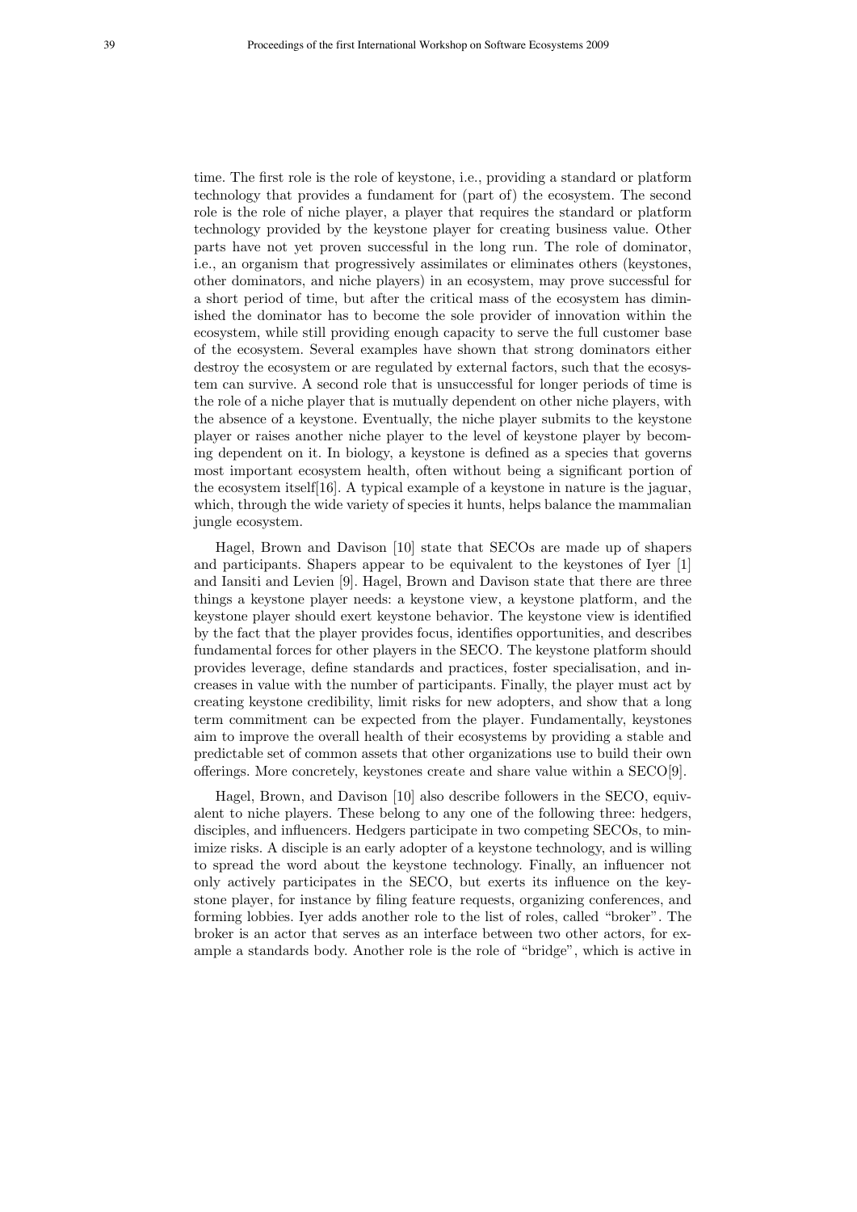time. The first role is the role of keystone, i.e., providing a standard or platform technology that provides a fundament for (part of) the ecosystem. The second role is the role of niche player, a player that requires the standard or platform technology provided by the keystone player for creating business value. Other parts have not yet proven successful in the long run. The role of dominator, i.e., an organism that progressively assimilates or eliminates others (keystones, other dominators, and niche players) in an ecosystem, may prove successful for a short period of time, but after the critical mass of the ecosystem has diminished the dominator has to become the sole provider of innovation within the ecosystem, while still providing enough capacity to serve the full customer base of the ecosystem. Several examples have shown that strong dominators either destroy the ecosystem or are regulated by external factors, such that the ecosystem can survive. A second role that is unsuccessful for longer periods of time is the role of a niche player that is mutually dependent on other niche players, with the absence of a keystone. Eventually, the niche player submits to the keystone player or raises another niche player to the level of keystone player by becoming dependent on it. In biology, a keystone is defined as a species that governs most important ecosystem health, often without being a significant portion of the ecosystem itself[16]. A typical example of a keystone in nature is the jaguar, which, through the wide variety of species it hunts, helps balance the mammalian jungle ecosystem.

Hagel, Brown and Davison [10] state that SECOs are made up of shapers and participants. Shapers appear to be equivalent to the keystones of Iyer [1] and Iansiti and Levien [9]. Hagel, Brown and Davison state that there are three things a keystone player needs: a keystone view, a keystone platform, and the keystone player should exert keystone behavior. The keystone view is identified by the fact that the player provides focus, identifies opportunities, and describes fundamental forces for other players in the SECO. The keystone platform should provides leverage, define standards and practices, foster specialisation, and increases in value with the number of participants. Finally, the player must act by creating keystone credibility, limit risks for new adopters, and show that a long term commitment can be expected from the player. Fundamentally, keystones aim to improve the overall health of their ecosystems by providing a stable and predictable set of common assets that other organizations use to build their own offerings. More concretely, keystones create and share value within a SECO[9].

Hagel, Brown, and Davison [10] also describe followers in the SECO, equivalent to niche players. These belong to any one of the following three: hedgers, disciples, and influencers. Hedgers participate in two competing SECOs, to minimize risks. A disciple is an early adopter of a keystone technology, and is willing to spread the word about the keystone technology. Finally, an influencer not only actively participates in the SECO, but exerts its influence on the keystone player, for instance by filing feature requests, organizing conferences, and forming lobbies. Iyer adds another role to the list of roles, called "broker". The broker is an actor that serves as an interface between two other actors, for example a standards body. Another role is the role of "bridge", which is active in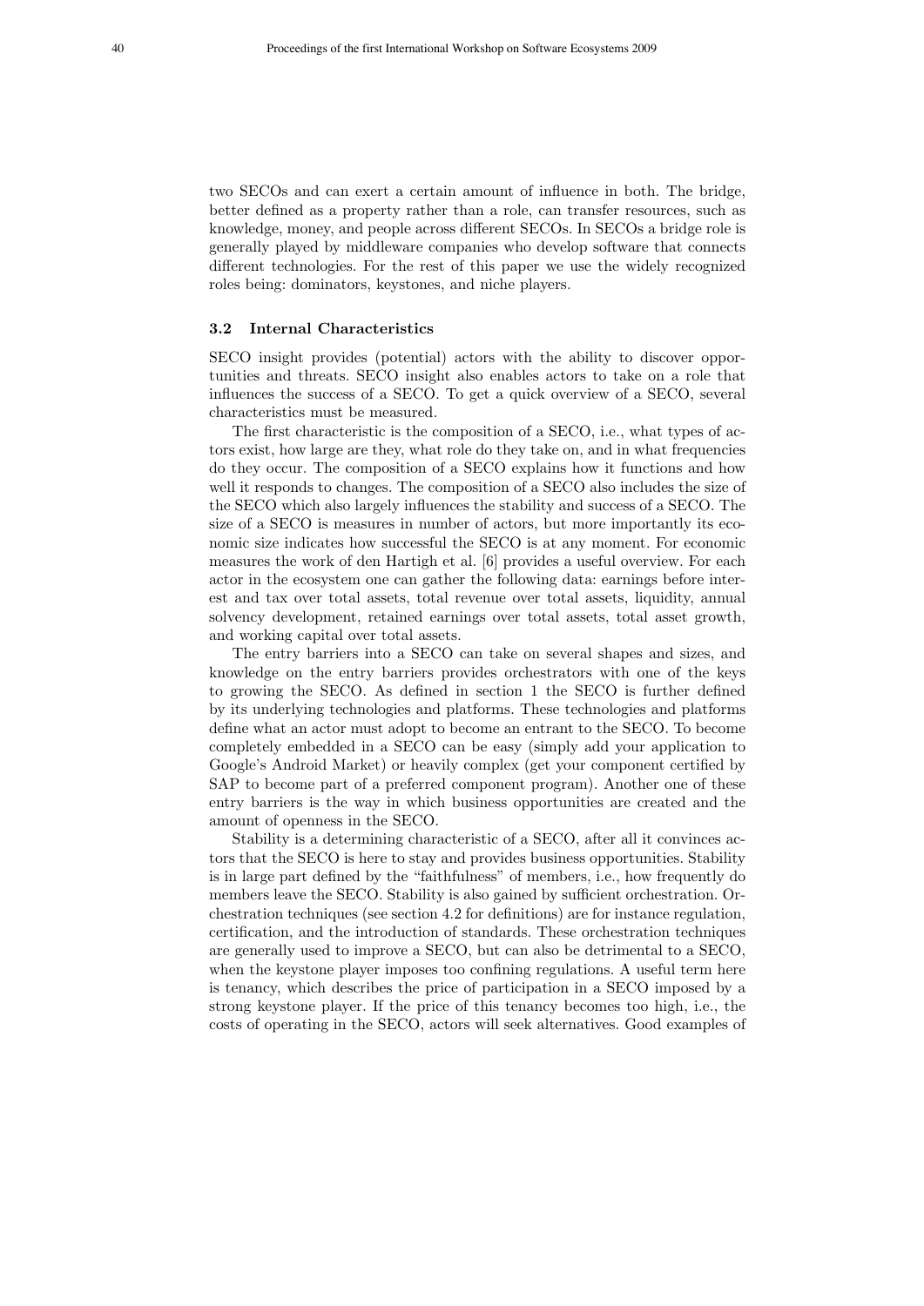two SECOs and can exert a certain amount of influence in both. The bridge, better defined as a property rather than a role, can transfer resources, such as knowledge, money, and people across different SECOs. In SECOs a bridge role is generally played by middleware companies who develop software that connects different technologies. For the rest of this paper we use the widely recognized roles being: dominators, keystones, and niche players.

### 3.2 Internal Characteristics

SECO insight provides (potential) actors with the ability to discover opportunities and threats. SECO insight also enables actors to take on a role that influences the success of a SECO. To get a quick overview of a SECO, several characteristics must be measured.

The first characteristic is the composition of a SECO, i.e., what types of actors exist, how large are they, what role do they take on, and in what frequencies do they occur. The composition of a SECO explains how it functions and how well it responds to changes. The composition of a SECO also includes the size of the SECO which also largely influences the stability and success of a SECO. The size of a SECO is measures in number of actors, but more importantly its economic size indicates how successful the SECO is at any moment. For economic measures the work of den Hartigh et al. [6] provides a useful overview. For each actor in the ecosystem one can gather the following data: earnings before interest and tax over total assets, total revenue over total assets, liquidity, annual solvency development, retained earnings over total assets, total asset growth, and working capital over total assets.

The entry barriers into a SECO can take on several shapes and sizes, and knowledge on the entry barriers provides orchestrators with one of the keys to growing the SECO. As defined in section 1 the SECO is further defined by its underlying technologies and platforms. These technologies and platforms define what an actor must adopt to become an entrant to the SECO. To become completely embedded in a SECO can be easy (simply add your application to Google's Android Market) or heavily complex (get your component certified by SAP to become part of a preferred component program). Another one of these entry barriers is the way in which business opportunities are created and the amount of openness in the SECO.

Stability is a determining characteristic of a SECO, after all it convinces actors that the SECO is here to stay and provides business opportunities. Stability is in large part defined by the "faithfulness" of members, i.e., how frequently do members leave the SECO. Stability is also gained by sufficient orchestration. Orchestration techniques (see section 4.2 for definitions) are for instance regulation, certification, and the introduction of standards. These orchestration techniques are generally used to improve a SECO, but can also be detrimental to a SECO, when the keystone player imposes too confining regulations. A useful term here is tenancy, which describes the price of participation in a SECO imposed by a strong keystone player. If the price of this tenancy becomes too high, i.e., the costs of operating in the SECO, actors will seek alternatives. Good examples of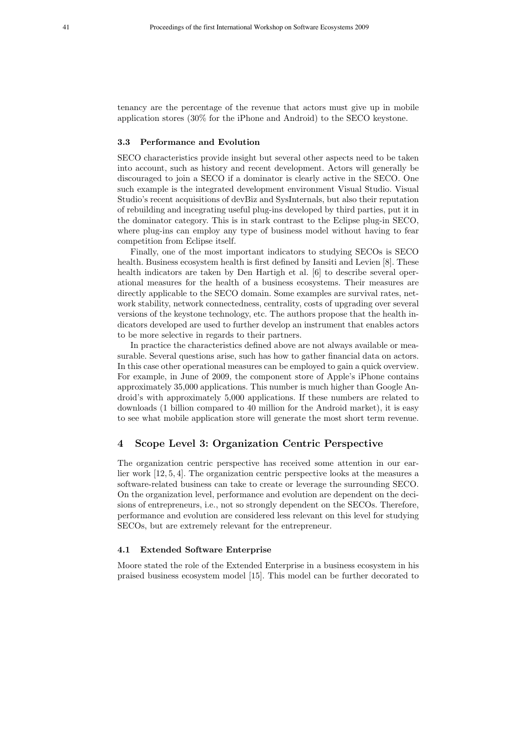tenancy are the percentage of the revenue that actors must give up in mobile application stores (30% for the iPhone and Android) to the SECO keystone.

### 3.3 Performance and Evolution

SECO characteristics provide insight but several other aspects need to be taken into account, such as history and recent development. Actors will generally be discouraged to join a SECO if a dominator is clearly active in the SECO. One such example is the integrated development environment Visual Studio. Visual Studio's recent acquisitions of devBiz and SysInternals, but also their reputation of rebuilding and incegrating useful plug-ins developed by third parties, put it in the dominator category. This is in stark contrast to the Eclipse plug-in SECO, where plug-ins can employ any type of business model without having to fear competition from Eclipse itself.

Finally, one of the most important indicators to studying SECOs is SECO health. Business ecosystem health is first defined by Iansiti and Levien [8]. These health indicators are taken by Den Hartigh et al. [6] to describe several operational measures for the health of a business ecosystems. Their measures are directly applicable to the SECO domain. Some examples are survival rates, network stability, network connectedness, centrality, costs of upgrading over several versions of the keystone technology, etc. The authors propose that the health indicators developed are used to further develop an instrument that enables actors to be more selective in regards to their partners.

In practice the characteristics defined above are not always available or measurable. Several questions arise, such has how to gather financial data on actors. In this case other operational measures can be employed to gain a quick overview. For example, in June of 2009, the component store of Apple's iPhone contains approximately 35,000 applications. This number is much higher than Google Android's with approximately 5,000 applications. If these numbers are related to downloads (1 billion compared to 40 million for the Android market), it is easy to see what mobile application store will generate the most short term revenue.

## 4 Scope Level 3: Organization Centric Perspective

The organization centric perspective has received some attention in our earlier work [12, 5, 4]. The organization centric perspective looks at the measures a software-related business can take to create or leverage the surrounding SECO. On the organization level, performance and evolution are dependent on the decisions of entrepreneurs, i.e., not so strongly dependent on the SECOs. Therefore, performance and evolution are considered less relevant on this level for studying SECOs, but are extremely relevant for the entrepreneur.

### 4.1 Extended Software Enterprise

Moore stated the role of the Extended Enterprise in a business ecosystem in his praised business ecosystem model [15]. This model can be further decorated to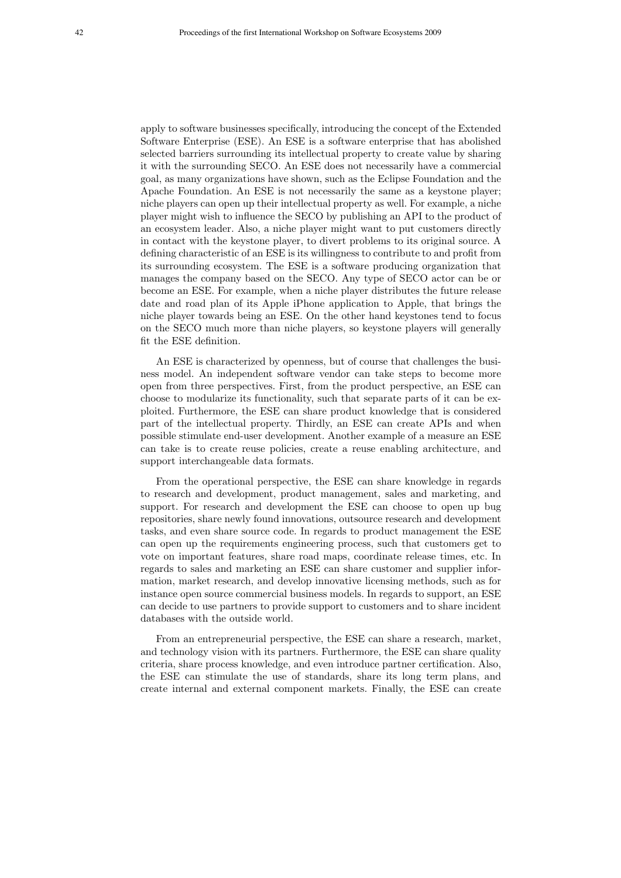apply to software businesses specifically, introducing the concept of the Extended Software Enterprise (ESE). An ESE is a software enterprise that has abolished selected barriers surrounding its intellectual property to create value by sharing it with the surrounding SECO. An ESE does not necessarily have a commercial goal, as many organizations have shown, such as the Eclipse Foundation and the Apache Foundation. An ESE is not necessarily the same as a keystone player; niche players can open up their intellectual property as well. For example, a niche player might wish to influence the SECO by publishing an API to the product of an ecosystem leader. Also, a niche player might want to put customers directly in contact with the keystone player, to divert problems to its original source. A defining characteristic of an ESE is its willingness to contribute to and profit from its surrounding ecosystem. The ESE is a software producing organization that manages the company based on the SECO. Any type of SECO actor can be or become an ESE. For example, when a niche player distributes the future release date and road plan of its Apple iPhone application to Apple, that brings the niche player towards being an ESE. On the other hand keystones tend to focus on the SECO much more than niche players, so keystone players will generally fit the ESE definition.

An ESE is characterized by openness, but of course that challenges the business model. An independent software vendor can take steps to become more open from three perspectives. First, from the product perspective, an ESE can choose to modularize its functionality, such that separate parts of it can be exploited. Furthermore, the ESE can share product knowledge that is considered part of the intellectual property. Thirdly, an ESE can create APIs and when possible stimulate end-user development. Another example of a measure an ESE can take is to create reuse policies, create a reuse enabling architecture, and support interchangeable data formats.

From the operational perspective, the ESE can share knowledge in regards to research and development, product management, sales and marketing, and support. For research and development the ESE can choose to open up bug repositories, share newly found innovations, outsource research and development tasks, and even share source code. In regards to product management the ESE can open up the requirements engineering process, such that customers get to vote on important features, share road maps, coordinate release times, etc. In regards to sales and marketing an ESE can share customer and supplier information, market research, and develop innovative licensing methods, such as for instance open source commercial business models. In regards to support, an ESE can decide to use partners to provide support to customers and to share incident databases with the outside world.

From an entrepreneurial perspective, the ESE can share a research, market, and technology vision with its partners. Furthermore, the ESE can share quality criteria, share process knowledge, and even introduce partner certification. Also, the ESE can stimulate the use of standards, share its long term plans, and create internal and external component markets. Finally, the ESE can create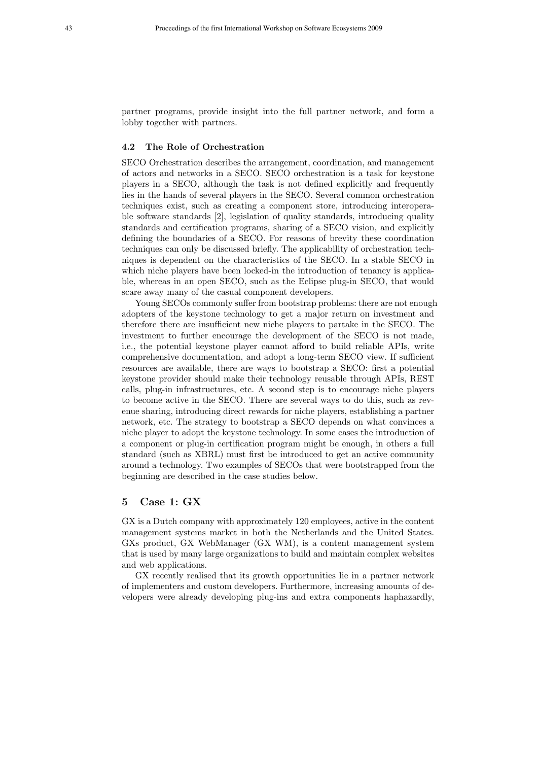partner programs, provide insight into the full partner network, and form a lobby together with partners.

### 4.2 The Role of Orchestration

SECO Orchestration describes the arrangement, coordination, and management of actors and networks in a SECO. SECO orchestration is a task for keystone players in a SECO, although the task is not defined explicitly and frequently lies in the hands of several players in the SECO. Several common orchestration techniques exist, such as creating a component store, introducing interoperable software standards [2], legislation of quality standards, introducing quality standards and certification programs, sharing of a SECO vision, and explicitly defining the boundaries of a SECO. For reasons of brevity these coordination techniques can only be discussed briefly. The applicability of orchestration techniques is dependent on the characteristics of the SECO. In a stable SECO in which niche players have been locked-in the introduction of tenancy is applicable, whereas in an open SECO, such as the Eclipse plug-in SECO, that would scare away many of the casual component developers.

Young SECOs commonly suffer from bootstrap problems: there are not enough adopters of the keystone technology to get a major return on investment and therefore there are insufficient new niche players to partake in the SECO. The investment to further encourage the development of the SECO is not made, i.e., the potential keystone player cannot afford to build reliable APIs, write comprehensive documentation, and adopt a long-term SECO view. If sufficient resources are available, there are ways to bootstrap a SECO: first a potential keystone provider should make their technology reusable through APIs, REST calls, plug-in infrastructures, etc. A second step is to encourage niche players to become active in the SECO. There are several ways to do this, such as revenue sharing, introducing direct rewards for niche players, establishing a partner network, etc. The strategy to bootstrap a SECO depends on what convinces a niche player to adopt the keystone technology. In some cases the introduction of a component or plug-in certification program might be enough, in others a full standard (such as XBRL) must first be introduced to get an active community around a technology. Two examples of SECOs that were bootstrapped from the beginning are described in the case studies below.

## 5 Case 1: GX

GX is a Dutch company with approximately 120 employees, active in the content management systems market in both the Netherlands and the United States. GXs product, GX WebManager (GX WM), is a content management system that is used by many large organizations to build and maintain complex websites and web applications.

GX recently realised that its growth opportunities lie in a partner network of implementers and custom developers. Furthermore, increasing amounts of developers were already developing plug-ins and extra components haphazardly,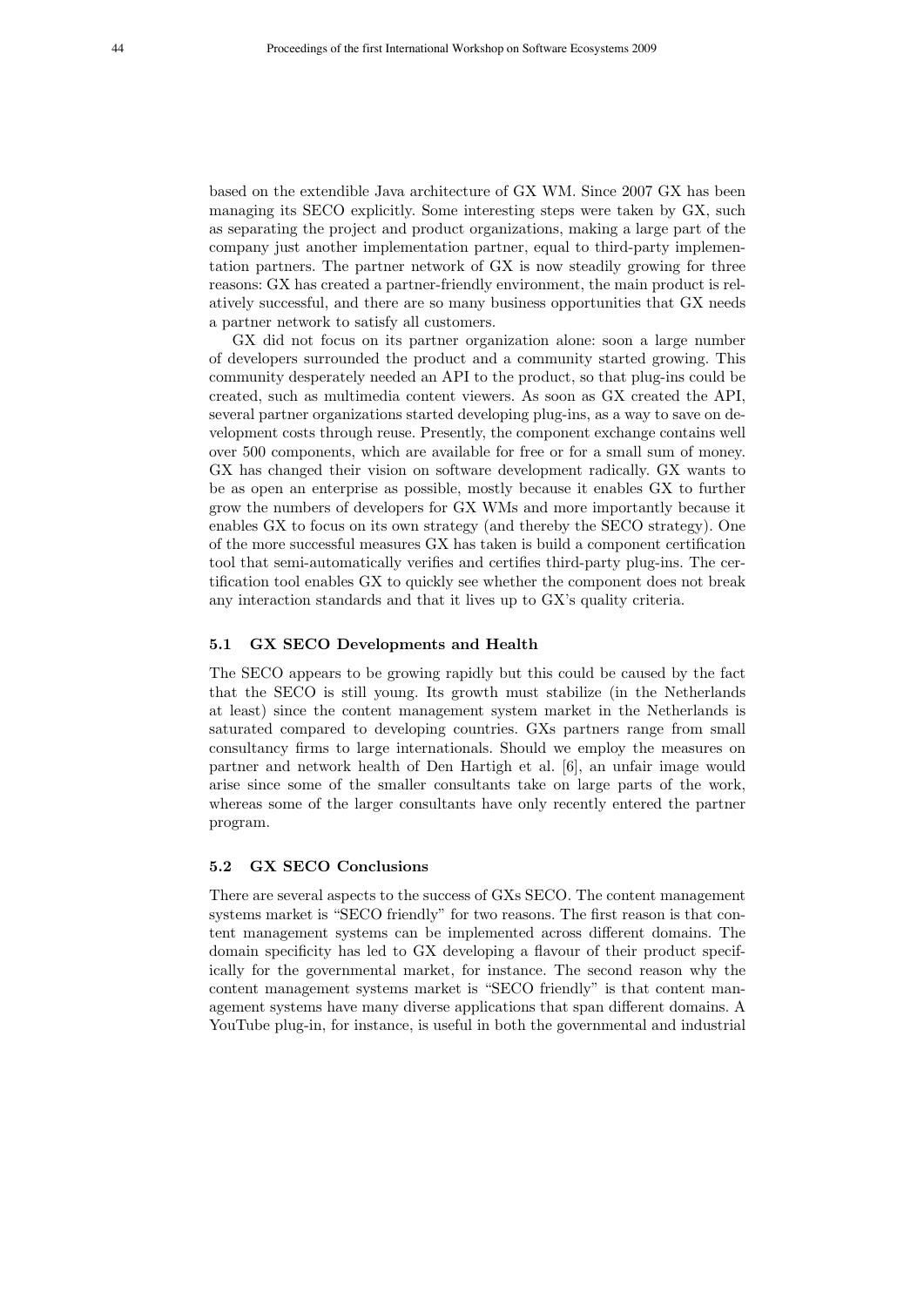based on the extendible Java architecture of GX WM. Since 2007 GX has been managing its SECO explicitly. Some interesting steps were taken by GX, such as separating the project and product organizations, making a large part of the company just another implementation partner, equal to third-party implementation partners. The partner network of GX is now steadily growing for three reasons: GX has created a partner-friendly environment, the main product is relatively successful, and there are so many business opportunities that GX needs a partner network to satisfy all customers.

GX did not focus on its partner organization alone: soon a large number of developers surrounded the product and a community started growing. This community desperately needed an API to the product, so that plug-ins could be created, such as multimedia content viewers. As soon as GX created the API, several partner organizations started developing plug-ins, as a way to save on development costs through reuse. Presently, the component exchange contains well over 500 components, which are available for free or for a small sum of money. GX has changed their vision on software development radically. GX wants to be as open an enterprise as possible, mostly because it enables GX to further grow the numbers of developers for GX WMs and more importantly because it enables GX to focus on its own strategy (and thereby the SECO strategy). One of the more successful measures GX has taken is build a component certification tool that semi-automatically verifies and certifies third-party plug-ins. The certification tool enables GX to quickly see whether the component does not break any interaction standards and that it lives up to GX's quality criteria.

### 5.1 GX SECO Developments and Health

The SECO appears to be growing rapidly but this could be caused by the fact that the SECO is still young. Its growth must stabilize (in the Netherlands at least) since the content management system market in the Netherlands is saturated compared to developing countries. GXs partners range from small consultancy firms to large internationals. Should we employ the measures on partner and network health of Den Hartigh et al. [6], an unfair image would arise since some of the smaller consultants take on large parts of the work, whereas some of the larger consultants have only recently entered the partner program.

### 5.2 GX SECO Conclusions

There are several aspects to the success of GXs SECO. The content management systems market is "SECO friendly" for two reasons. The first reason is that content management systems can be implemented across different domains. The domain specificity has led to GX developing a flavour of their product specifically for the governmental market, for instance. The second reason why the content management systems market is "SECO friendly" is that content management systems have many diverse applications that span different domains. A YouTube plug-in, for instance, is useful in both the governmental and industrial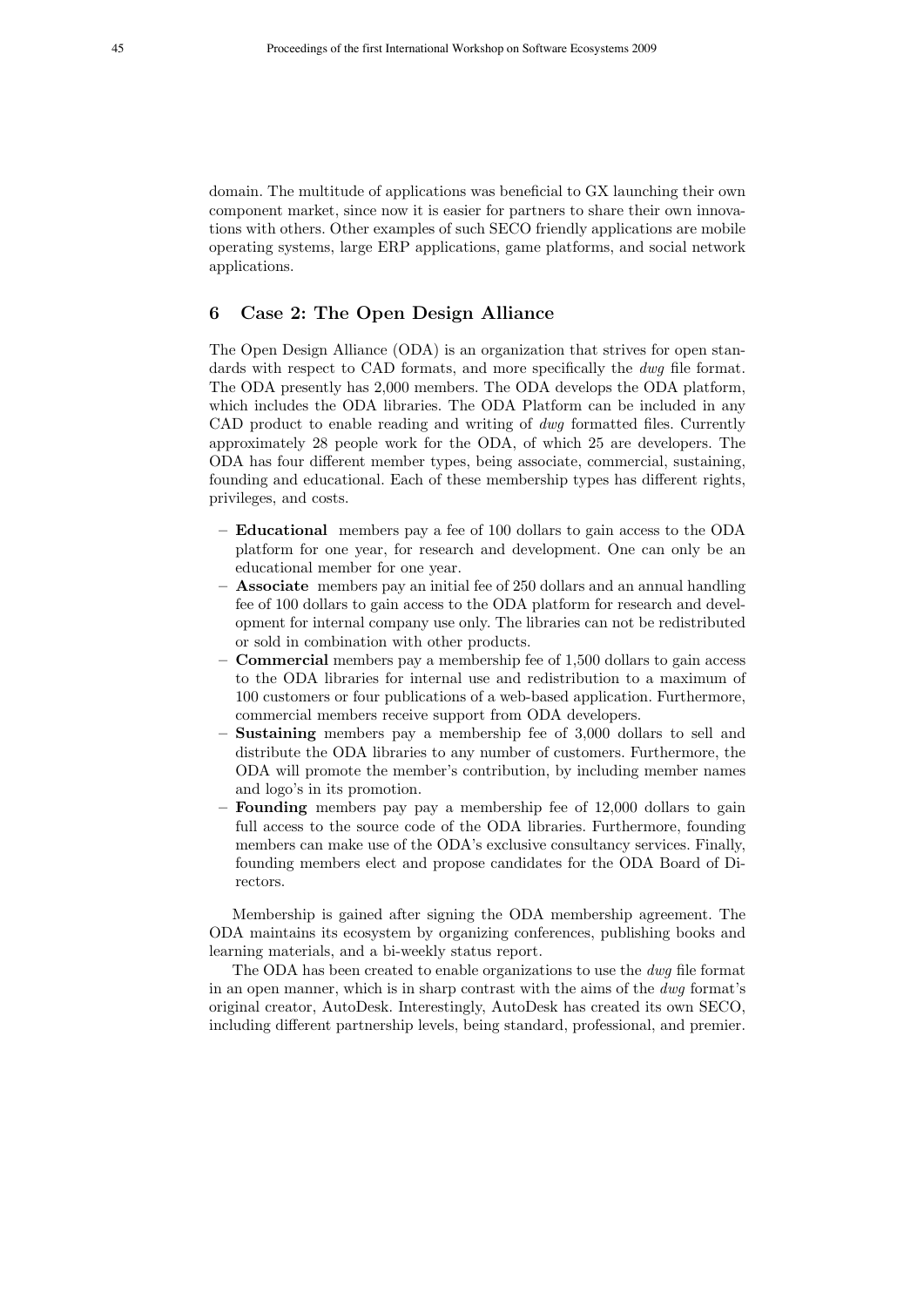domain. The multitude of applications was beneficial to GX launching their own component market, since now it is easier for partners to share their own innovations with others. Other examples of such SECO friendly applications are mobile operating systems, large ERP applications, game platforms, and social network applications.

## 6 Case 2: The Open Design Alliance

The Open Design Alliance (ODA) is an organization that strives for open standards with respect to CAD formats, and more specifically the *dwg* file format. The ODA presently has 2,000 members. The ODA develops the ODA platform, which includes the ODA libraries. The ODA Platform can be included in any CAD product to enable reading and writing of *dwg* formatted files. Currently approximately 28 people work for the ODA, of which 25 are developers. The ODA has four different member types, being associate, commercial, sustaining, founding and educational. Each of these membership types has different rights, privileges, and costs.

- **Educational** members pay a fee of 100 dollars to gain access to the ODA platform for one year, for research and development. One can only be an educational member for one year.
- **Associate** members pay an initial fee of 250 dollars and an annual handling fee of 100 dollars to gain access to the ODA platform for research and development for internal company use only. The libraries can not be redistributed or sold in combination with other products.
- **Commercial** members pay a membership fee of 1,500 dollars to gain access to the ODA libraries for internal use and redistribution to a maximum of 100 customers or four publications of a web-based application. Furthermore, commercial members receive support from ODA developers.
- **Sustaining** members pay a membership fee of 3,000 dollars to sell and distribute the ODA libraries to any number of customers. Furthermore, the ODA will promote the member's contribution, by including member names and logo's in its promotion.
- **Founding** members pay pay a membership fee of 12,000 dollars to gain full access to the source code of the ODA libraries. Furthermore, founding members can make use of the ODA's exclusive consultancy services. Finally, founding members elect and propose candidates for the ODA Board of Directors.

Membership is gained after signing the ODA membership agreement. The ODA maintains its ecosystem by organizing conferences, publishing books and learning materials, and a bi-weekly status report.

The ODA has been created to enable organizations to use the *dwg* file format in an open manner, which is in sharp contrast with the aims of the *dwg* format's original creator, AutoDesk. Interestingly, AutoDesk has created its own SECO, including different partnership levels, being standard, professional, and premier.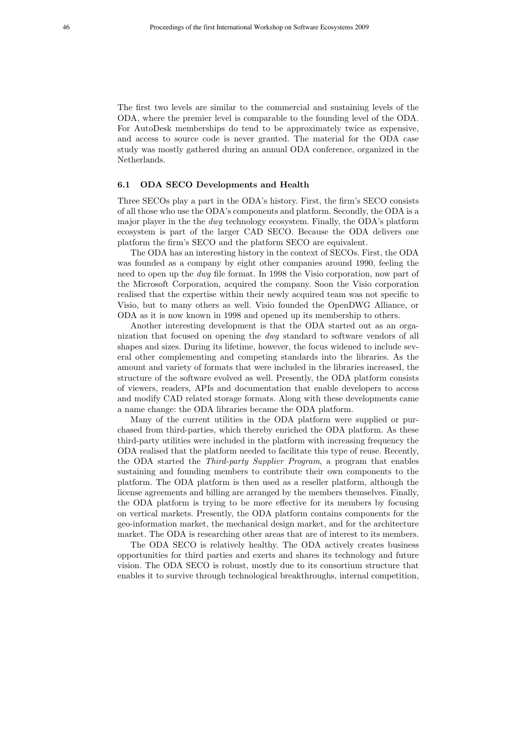The first two levels are similar to the commercial and sustaining levels of the ODA, where the premier level is comparable to the founding level of the ODA. For AutoDesk memberships do tend to be approximately twice as expensive, and access to source code is never granted. The material for the ODA case study was mostly gathered during an annual ODA conference, organized in the Netherlands.

### 6.1 ODA SECO Developments and Health

Three SECOs play a part in the ODA's history. First, the firm's SECO consists of all those who use the ODA's components and platform. Secondly, the ODA is a major player in the the *dwg* technology ecosystem. Finally, the ODA's platform ecosystem is part of the larger CAD SECO. Because the ODA delivers one platform the firm's SECO and the platform SECO are equivalent.

The ODA has an interesting history in the context of SECOs. First, the ODA was founded as a company by eight other companies around 1990, feeling the need to open up the *dwg* file format. In 1998 the Visio corporation, now part of the Microsoft Corporation, acquired the company. Soon the Visio corporation realised that the expertise within their newly acquired team was not specific to Visio, but to many others as well. Visio founded the OpenDWG Alliance, or ODA as it is now known in 1998 and opened up its membership to others.

Another interesting development is that the ODA started out as an organization that focused on opening the *dwg* standard to software vendors of all shapes and sizes. During its lifetime, however, the focus widened to include several other complementing and competing standards into the libraries. As the amount and variety of formats that were included in the libraries increased, the structure of the software evolved as well. Presently, the ODA platform consists of viewers, readers, APIs and documentation that enable developers to access and modify CAD related storage formats. Along with these developments came a name change: the ODA libraries became the ODA platform.

Many of the current utilities in the ODA platform were supplied or purchased from third-parties, which thereby enriched the ODA platform. As these third-party utilities were included in the platform with increasing frequency the ODA realised that the platform needed to facilitate this type of reuse. Recently, the ODA started the *Third-party Supplier Program*, a program that enables sustaining and founding members to contribute their own components to the platform. The ODA platform is then used as a reseller platform, although the license agreements and billing are arranged by the members themselves. Finally, the ODA platform is trying to be more effective for its members by focusing on vertical markets. Presently, the ODA platform contains components for the geo-information market, the mechanical design market, and for the architecture market. The ODA is researching other areas that are of interest to its members.

The ODA SECO is relatively healthy. The ODA actively creates business opportunities for third parties and exerts and shares its technology and future vision. The ODA SECO is robust, mostly due to its consortium structure that enables it to survive through technological breakthroughs, internal competition,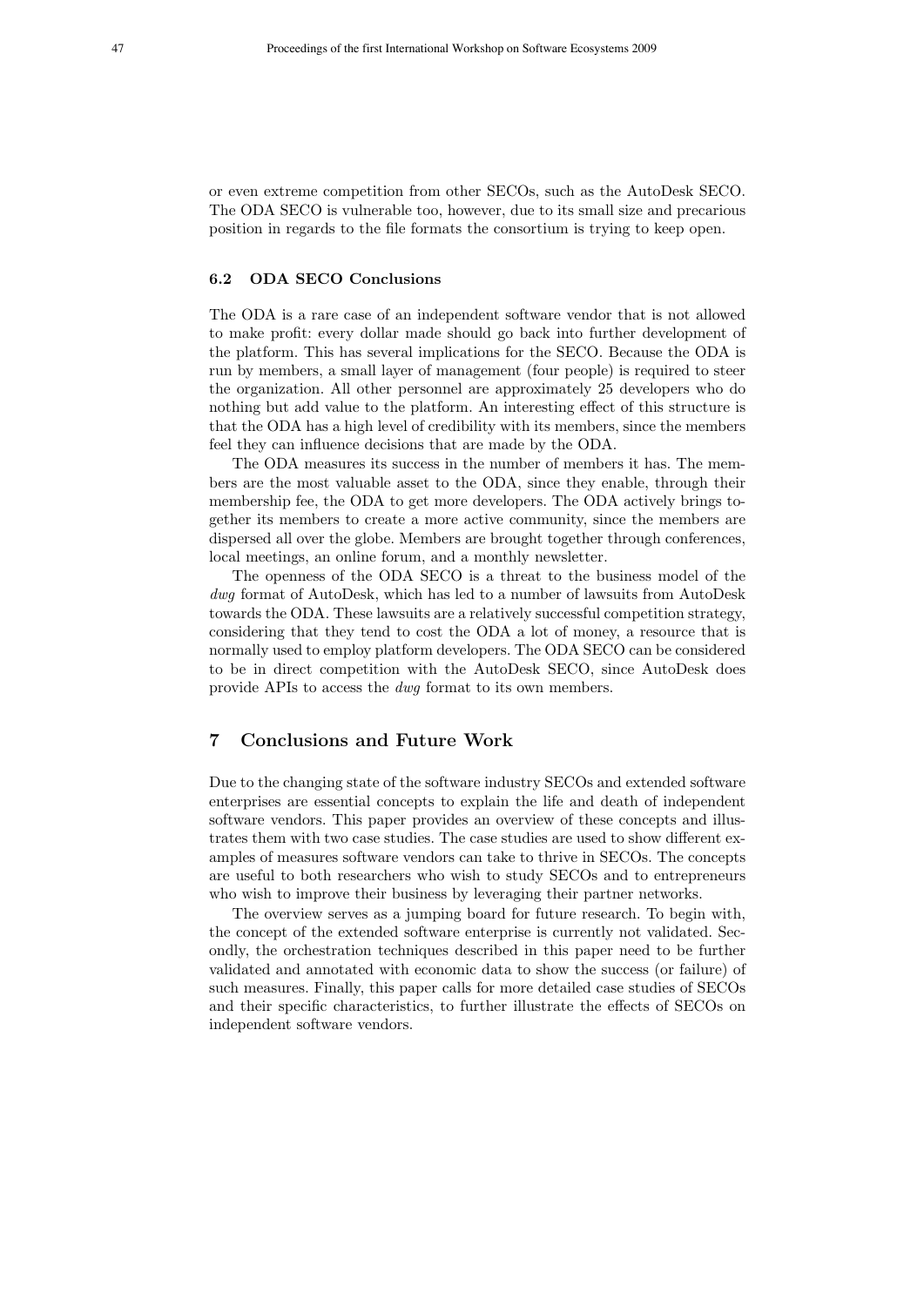or even extreme competition from other SECOs, such as the AutoDesk SECO. The ODA SECO is vulnerable too, however, due to its small size and precarious position in regards to the file formats the consortium is trying to keep open.

### 6.2 ODA SECO Conclusions

The ODA is a rare case of an independent software vendor that is not allowed to make profit: every dollar made should go back into further development of the platform. This has several implications for the SECO. Because the ODA is run by members, a small layer of management (four people) is required to steer the organization. All other personnel are approximately 25 developers who do nothing but add value to the platform. An interesting effect of this structure is that the ODA has a high level of credibility with its members, since the members feel they can influence decisions that are made by the ODA.

The ODA measures its success in the number of members it has. The members are the most valuable asset to the ODA, since they enable, through their membership fee, the ODA to get more developers. The ODA actively brings together its members to create a more active community, since the members are dispersed all over the globe. Members are brought together through conferences, local meetings, an online forum, and a monthly newsletter.

The openness of the ODA SECO is a threat to the business model of the *dwg* format of AutoDesk, which has led to a number of lawsuits from AutoDesk towards the ODA. These lawsuits are a relatively successful competition strategy, considering that they tend to cost the ODA a lot of money, a resource that is normally used to employ platform developers. The ODA SECO can be considered to be in direct competition with the AutoDesk SECO, since AutoDesk does provide APIs to access the *dwg* format to its own members.

## 7 Conclusions and Future Work

Due to the changing state of the software industry SECOs and extended software enterprises are essential concepts to explain the life and death of independent software vendors. This paper provides an overview of these concepts and illustrates them with two case studies. The case studies are used to show different examples of measures software vendors can take to thrive in SECOs. The concepts are useful to both researchers who wish to study SECOs and to entrepreneurs who wish to improve their business by leveraging their partner networks.

The overview serves as a jumping board for future research. To begin with, the concept of the extended software enterprise is currently not validated. Secondly, the orchestration techniques described in this paper need to be further validated and annotated with economic data to show the success (or failure) of such measures. Finally, this paper calls for more detailed case studies of SECOs and their specific characteristics, to further illustrate the effects of SECOs on independent software vendors.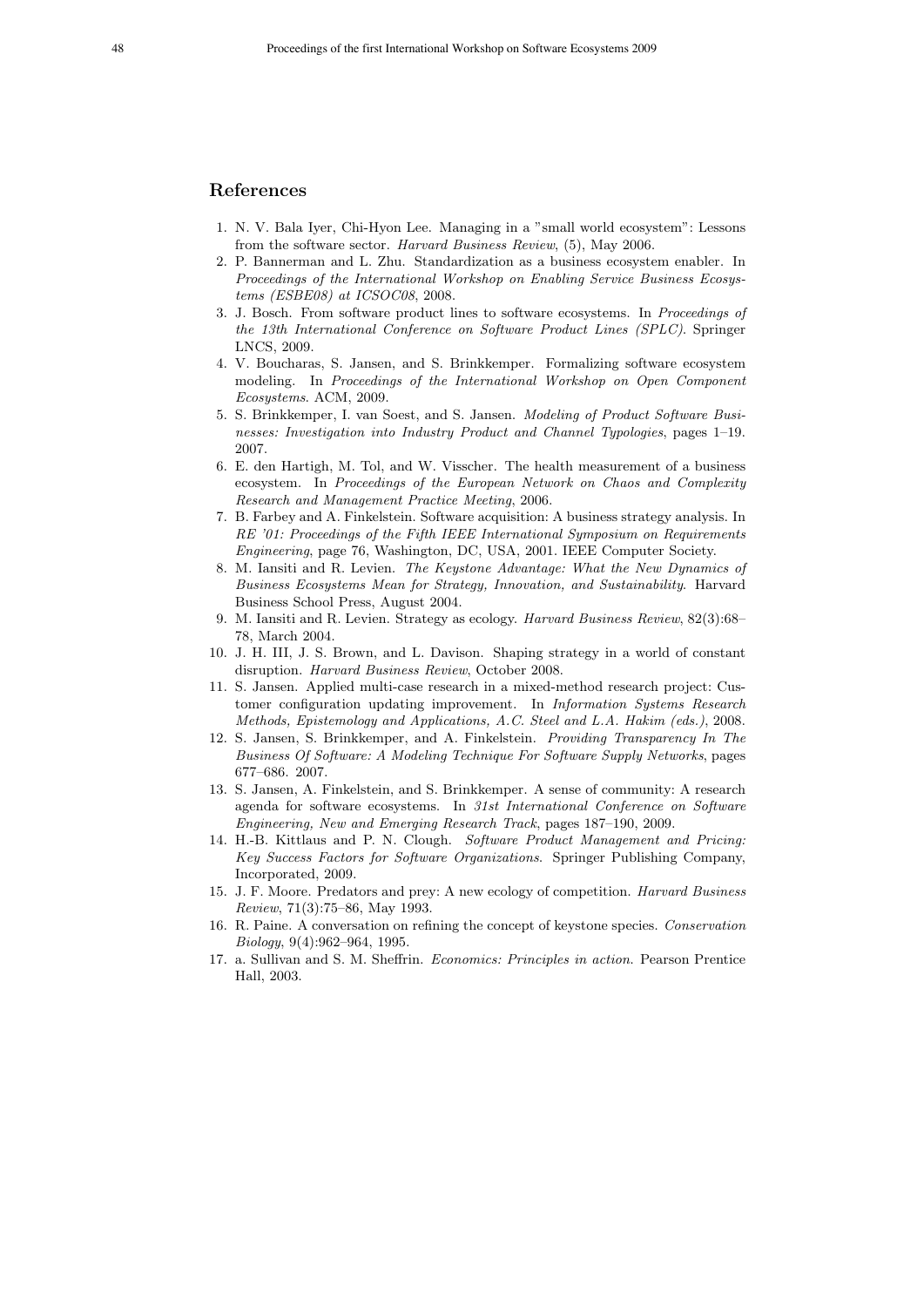## References

1. N. V. Bala Iyer, Chi-Hyon Lee. Managing in a "small world ecosystem": Lessons from the software sector. *Harvard Business Review*, (5), May 2006.
2. P. Bannerman and L. Zhu. Standardization as a business ecosystem enabler. In *Proceedings of the International Workshop on Enabling Service Business Ecosystems (ESBE08) at ICSOC08*, 2008.
3. J. Bosch. From software product lines to software ecosystems. In *Proceedings of the 13th International Conference on Software Product Lines (SPLC)*. Springer LNCS, 2009.
4. V. Boucharas, S. Jansen, and S. Brinkkemper. Formalizing software ecosystem modeling. In *Proceedings of the International Workshop on Open Component Ecosystems*. ACM, 2009.
5. S. Brinkkemper, I. van Soest, and S. Jansen. *Modeling of Product Software Businesses: Investigation into Industry Product and Channel Typologies*, pages 1–19. 2007.
6. E. den Hartigh, M. Tol, and W. Visscher. The health measurement of a business ecosystem. In *Proceedings of the European Network on Chaos and Complexity Research and Management Practice Meeting*, 2006.
7. B. Farbey and A. Finkelstein. Software acquisition: A business strategy analysis. In *RE '01: Proceedings of the Fifth IEEE International Symposium on Requirements Engineering*, page 76, Washington, DC, USA, 2001. IEEE Computer Society.
8. M. Iansiti and R. Levien. *The Keystone Advantage: What the New Dynamics of Business Ecosystems Mean for Strategy, Innovation, and Sustainability*. Harvard Business School Press, August 2004.
9. M. Iansiti and R. Levien. Strategy as ecology. *Harvard Business Review*, 82(3):68–78, March 2004.
10. J. H. III, J. S. Brown, and L. Davison. Shaping strategy in a world of constant disruption. *Harvard Business Review*, October 2008.
11. S. Jansen. Applied multi-case research in a mixed-method research project: Customer configuration updating improvement. In *Information Systems Research Methods, Epistemology and Applications, A.C. Steel and L.A. Hakim (eds.)*, 2008.
12. S. Jansen, S. Brinkkemper, and A. Finkelstein. *Providing Transparency In The Business Of Software: A Modeling Technique For Software Supply Networks*, pages 677–686. 2007.
13. S. Jansen, A. Finkelstein, and S. Brinkkemper. A sense of community: A research agenda for software ecosystems. In *31st International Conference on Software Engineering, New and Emerging Research Track*, pages 187–190, 2009.
14. H.-B. Kittlaus and P. N. Clough. *Software Product Management and Pricing: Key Success Factors for Software Organizations*. Springer Publishing Company, Incorporated, 2009.
15. J. F. Moore. Predators and prey: A new ecology of competition. *Harvard Business Review*, 71(3):75–86, May 1993.
16. R. Paine. A conversation on refining the concept of keystone species. *Conservation Biology*, 9(4):962–964, 1995.
17. a. Sullivan and S. M. Sheffrin. *Economics: Principles in action*. Pearson Prentice Hall, 2003.